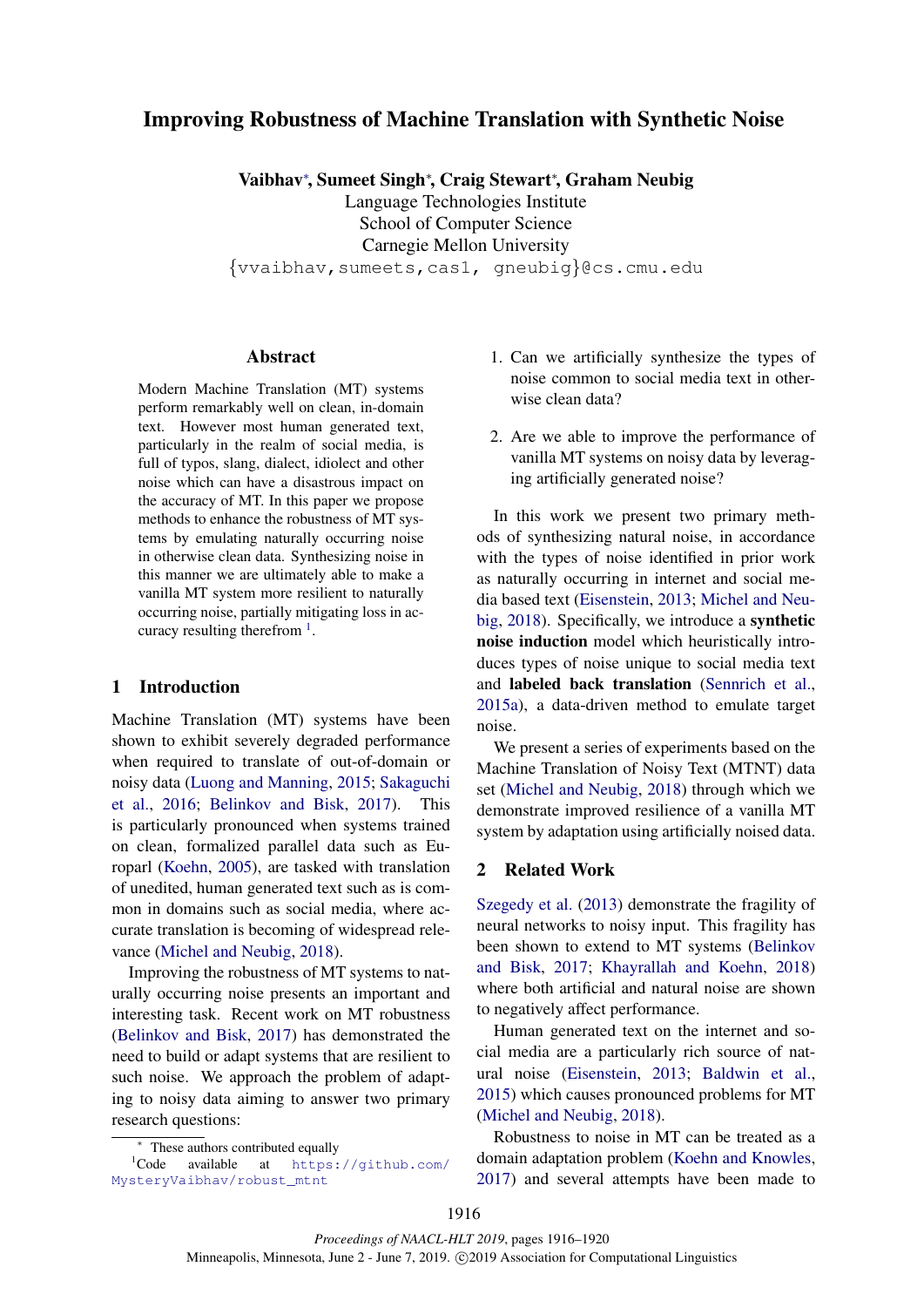# Improving Robustness of Machine Translation with Synthetic Noise

**Vaibhav***, **Sumeet Singh***, **Craig Stewart***, **Graham Neubig**

Language Technologies Institute
School of Computer Science
Carnegie Mellon University
{vvaibhav,sumeets,cas1, gneubig}@cs.cmu.edu

## Abstract

Modern Machine Translation (MT) systems perform remarkably well on clean, in-domain text. However most human generated text, particularly in the realm of social media, is full of typos, slang, dialect, idiolect and other noise which can have a disastrous impact on the accuracy of MT. In this paper we propose methods to enhance the robustness of MT systems by emulating naturally occurring noise in otherwise clean data. Synthesizing noise in this manner we are ultimately able to make a vanilla MT system more resilient to naturally occurring noise, partially mitigating loss in accuracy resulting therefrom [1].

## 1 Introduction

Machine Translation (MT) systems have been shown to exhibit severely degraded performance when required to translate of out-of-domain or noisy data (Luong and Manning, 2015; Sakaguchi et al., 2016; Belinkov and Bisk, 2017). This is particularly pronounced when systems trained on clean, formalized parallel data such as Europarl (Koehn, 2005), are tasked with translation of unedited, human generated text such as is common in domains such as social media, where accurate translation is becoming of widespread relevance (Michel and Neubig, 2018).

Improving the robustness of MT systems to naturally occurring noise presents an important and interesting task. Recent work on MT robustness (Belinkov and Bisk, 2017) has demonstrated the need to build or adapt systems that are resilient to such noise. We approach the problem of adapting to noisy data aiming to answer two primary research questions:

1. Can we artificially synthesize the types of noise common to social media text in otherwise clean data?
2. Are we able to improve the performance of vanilla MT systems on noisy data by leveraging artificially generated noise?

In this work we present two primary methods of synthesizing natural noise, in accordance with the types of noise identified in prior work as naturally occurring in internet and social media based text (Eisenstein, 2013; Michel and Neubig, 2018). Specifically, we introduce a **synthetic noise induction** model which heuristically introduces types of noise unique to social media text and **labeled back translation** (Sennrich et al., 2015a), a data-driven method to emulate target noise.

We present a series of experiments based on the Machine Translation of Noisy Text (MTNT) data set (Michel and Neubig, 2018) through which we demonstrate improved resilience of a vanilla MT system by adaptation using artificially noised data.

## 2 Related Work

Szegedy et al. (2013) demonstrate the fragility of neural networks to noisy input. This fragility has been shown to extend to MT systems (Belinkov and Bisk, 2017; Khayrallah and Koehn, 2018) where both artificial and natural noise are shown to negatively affect performance.

Human generated text on the internet and social media are a particularly rich source of natural noise (Eisenstein, 2013; Baldwin et al., 2015) which causes pronounced problems for MT (Michel and Neubig, 2018).

Robustness to noise in MT can be treated as a domain adaptation problem (Koehn and Knowles, 2017) and several attempts have been made to

* These authors contributed equally

[1] Code available at https://github.com/MysteryVaibhav/robust_mtnt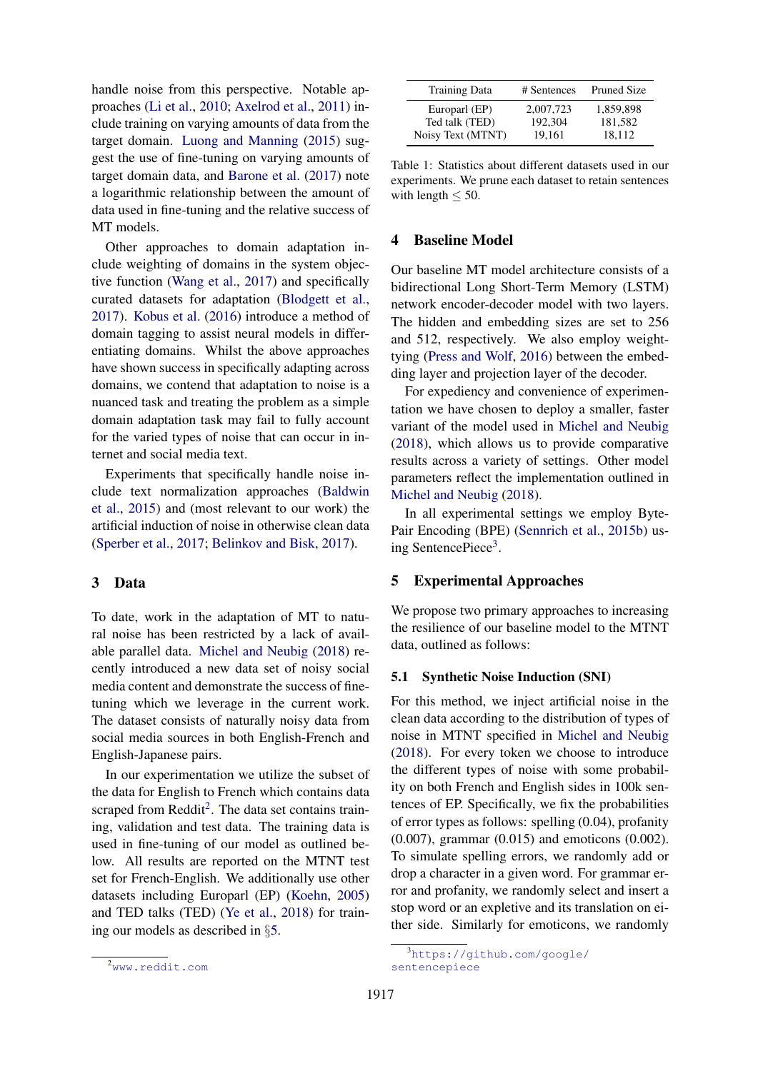handle noise from this perspective. Notable approaches (Li et al., 2010; Axelrod et al., 2011) include training on varying amounts of data from the target domain. Luong and Manning (2015) suggest the use of fine-tuning on varying amounts of target domain data, and Barone et al. (2017) note a logarithmic relationship between the amount of data used in fine-tuning and the relative success of MT models.

Other approaches to domain adaptation include weighting of domains in the system objective function (Wang et al., 2017) and specifically curated datasets for adaptation (Blodgett et al., 2017). Kobus et al. (2016) introduce a method of domain tagging to assist neural models in differentiating domains. Whilst the above approaches have shown success in specifically adapting across domains, we contend that adaptation to noise is a nuanced task and treating the problem as a simple domain adaptation task may fail to fully account for the varied types of noise that can occur in internet and social media text.

Experiments that specifically handle noise include text normalization approaches (Baldwin et al., 2015) and (most relevant to our work) the artificial induction of noise in otherwise clean data (Sperber et al., 2017; Belinkov and Bisk, 2017).

## 3 Data

To date, work in the adaptation of MT to natural noise has been restricted by a lack of available parallel data. Michel and Neubig (2018) recently introduced a new data set of noisy social media content and demonstrate the success of fine-tuning which we leverage in the current work. The dataset consists of naturally noisy data from social media sources in both English-French and English-Japanese pairs.

In our experimentation we utilize the subset of the data for English to French which contains data scraped from Reddit[2]. The data set contains training, validation and test data. The training data is used in fine-tuning of our model as outlined below. All results are reported on the MTNT test set for French-English. We additionally use other datasets including Europarl (EP) (Koehn, 2005) and TED talks (TED) (Ye et al., 2018) for training our models as described in §5.

[2] www.reddit.com

| Training Data | # Sentences | Pruned Size |
|---|---|---|
| Europarl (EP) | 2,007,723 | 1,859,898 |
| Ted talk (TED) | 192,304 | 181,582 |
| Noisy Text (MTNT) | 19,161 | 18,112 |

Table 1: Statistics about different datasets used in our experiments. We prune each dataset to retain sentences with length $\leq 50$.

## 4 Baseline Model

Our baseline MT model architecture consists of a bidirectional Long Short-Term Memory (LSTM) network encoder-decoder model with two layers. The hidden and embedding sizes are set to 256 and 512, respectively. We also employ weight-tying (Press and Wolf, 2016) between the embedding layer and projection layer of the decoder.

For expediency and convenience of experimentation we have chosen to deploy a smaller, faster variant of the model used in Michel and Neubig (2018), which allows us to provide comparative results across a variety of settings. Other model parameters reflect the implementation outlined in Michel and Neubig (2018).

In all experimental settings we employ Byte-Pair Encoding (BPE) (Sennrich et al., 2015b) using SentencePiece[3].

## 5 Experimental Approaches

We propose two primary approaches to increasing the resilience of our baseline model to the MTNT data, outlined as follows:

### 5.1 Synthetic Noise Induction (SNI)

For this method, we inject artificial noise in the clean data according to the distribution of types of noise in MTNT specified in Michel and Neubig (2018). For every token we choose to introduce the different types of noise with some probability on both French and English sides in 100k sentences of EP. Specifically, we fix the probabilities of error types as follows: spelling (0.04), profanity (0.007), grammar (0.015) and emoticons (0.002). To simulate spelling errors, we randomly add or drop a character in a given word. For grammar error and profanity, we randomly select and insert a stop word or an expletive and its translation on either side. Similarly for emoticons, we randomly

[3] https://github.com/google/sentencepiece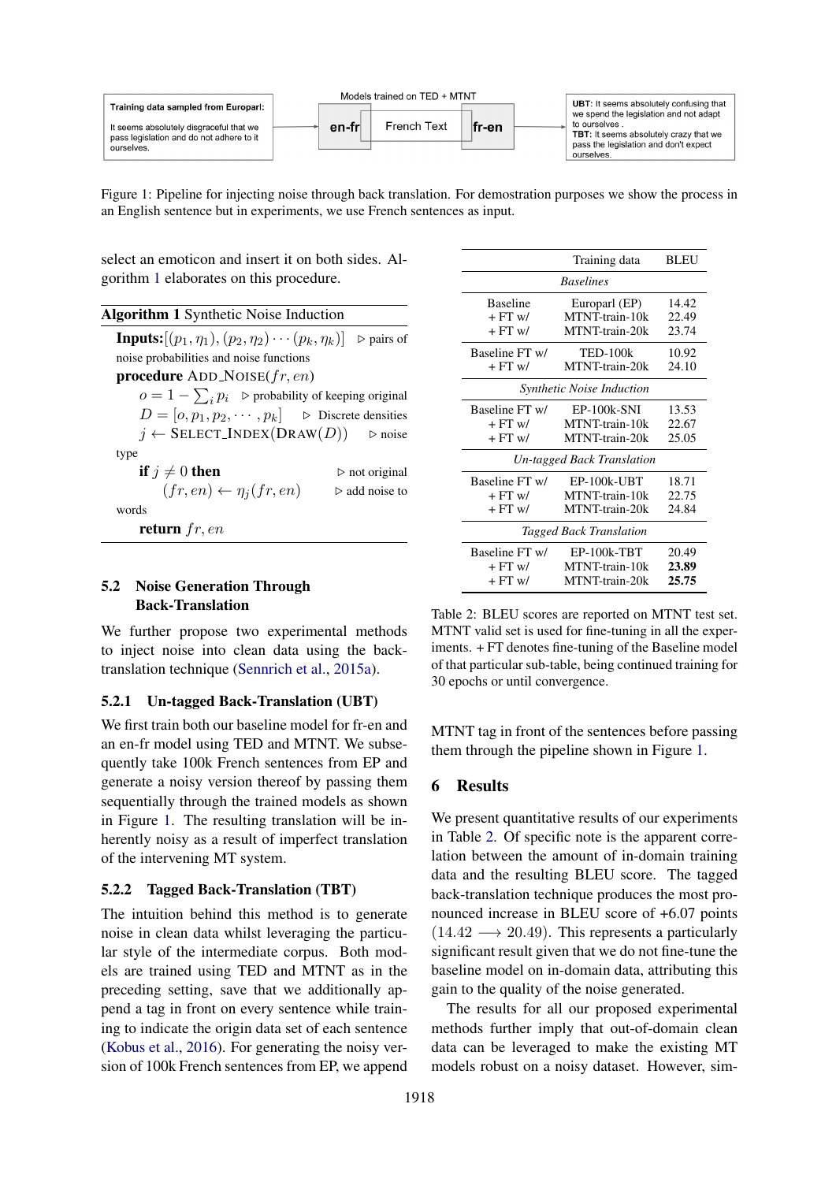Models trained on TED + MTNT

**Training data sampled from Europarl:**

It seems absolutely disgraceful that we pass legislation and do not adhere to it ourselves.

**en-fr** → French Text → **fr-en**

**UBT:** It seems absolutely confusing that we spend the legislation and not adapt to ourselves .
**TBT:** It seems absolutely crazy that we pass the legislation and don't expect ourselves.

Figure 1: Pipeline for injecting noise through back translation. For demostration purposes we show the process in an English sentence but in experiments, we use French sentences as input.

select an emoticon and insert it on both sides. Algorithm 1 elaborates on this procedure.

**Algorithm 1** Synthetic Noise Induction

```
Inputs:[(p_1, η_1), (p_2, η_2) ··· (p_k, η_k)]   ▷ pairs of noise probabilities and noise functions
procedure ADD_NOISE(fr, en)
    o = 1 − Σ_i p_i                 ▷ probability of keeping original
    D = [o, p_1, p_2, ··· , p_k]    ▷ Discrete densities
    j ← SELECT_INDEX(DRAW(D))       ▷ noise type
    if j ≠ 0 then                   ▷ not original
        (fr, en) ← η_j(fr, en)      ▷ add noise to words
    return fr, en
```

### 5.2 Noise Generation Through Back-Translation

We further propose two experimental methods to inject noise into clean data using the back-translation technique (Sennrich et al., 2015a).

#### 5.2.1 Un-tagged Back-Translation (UBT)

We first train both our baseline model for fr-en and an en-fr model using TED and MTNT. We subsequently take 100k French sentences from EP and generate a noisy version thereof by passing them sequentially through the trained models as shown in Figure 1. The resulting translation will be inherently noisy as a result of imperfect translation of the intervening MT system.

#### 5.2.2 Tagged Back-Translation (TBT)

The intuition behind this method is to generate noise in clean data whilst leveraging the particular style of the intermediate corpus. Both models are trained using TED and MTNT as in the preceding setting, save that we additionally append a tag in front on every sentence while training to indicate the origin data set of each sentence (Kobus et al., 2016). For generating the noisy version of 100k French sentences from EP, we append MTNT tag in front of the sentences before passing them through the pipeline shown in Figure 1.

| | Training data | BLEU |
|---|---|---|
| *Baselines* | | |
| Baseline | Europarl (EP) | 14.42 |
| + FT w/ | MTNT-train-10k | 22.49 |
| + FT w/ | MTNT-train-20k | 23.74 |
| Baseline FT w/ | TED-100k | 10.92 |
| + FT w/ | MTNT-train-20k | 24.10 |
| *Synthetic Noise Induction* | | |
| Baseline FT w/ | EP-100k-SNI | 13.53 |
| + FT w/ | MTNT-train-10k | 22.67 |
| + FT w/ | MTNT-train-20k | 25.05 |
| *Un-tagged Back Translation* | | |
| Baseline FT w/ | EP-100k-UBT | 18.71 |
| + FT w/ | MTNT-train-10k | 22.75 |
| + FT w/ | MTNT-train-20k | 24.84 |
| *Tagged Back Translation* | | |
| Baseline FT w/ | EP-100k-TBT | 20.49 |
| + FT w/ | MTNT-train-10k | **23.89** |
| + FT w/ | MTNT-train-20k | **25.75** |

Table 2: BLEU scores are reported on MTNT test set. MTNT valid set is used for fine-tuning in all the experiments. + FT denotes fine-tuning of the Baseline model of that particular sub-table, being continued training for 30 epochs or until convergence.

## 6 Results

We present quantitative results of our experiments in Table 2. Of specific note is the apparent correlation between the amount of in-domain training data and the resulting BLEU score. The tagged back-translation technique produces the most pronounced increase in BLEU score of +6.07 points $(14.42 \longrightarrow 20.49)$. This represents a particularly significant result given that we do not fine-tune the baseline model on in-domain data, attributing this gain to the quality of the noise generated.

The results for all our proposed experimental methods further imply that out-of-domain clean data can be leveraged to make the existing MT models robust on a noisy dataset. However, sim-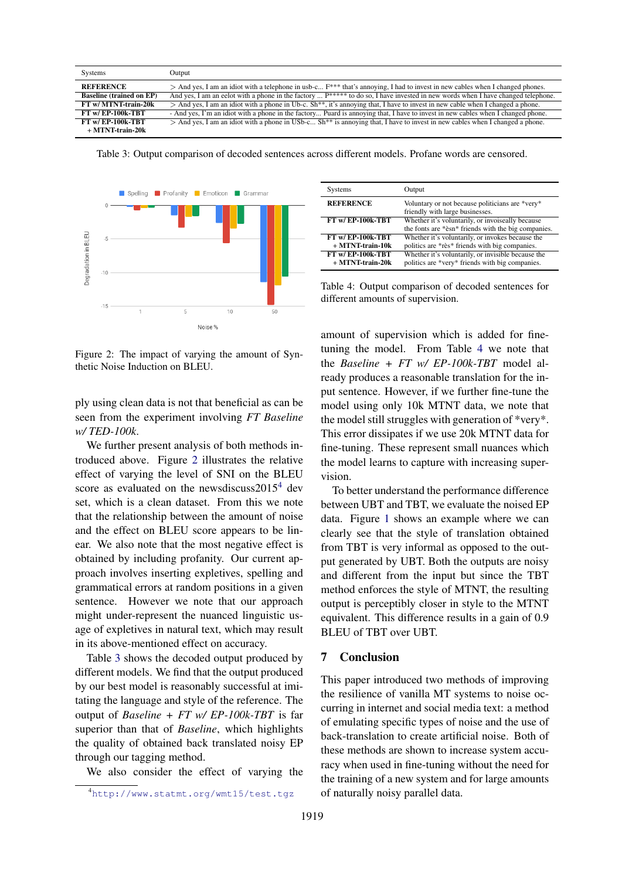| Systems | Output |
|---|---|
| **REFERENCE** | > And yes, I am an idiot with a telephone in usb-c... F*** that's annoying, I had to invest in new cables when I changed phones. |
| **Baseline (trained on EP)** | And yes, I am an eelot with a phone in the factory ... P***** to do so, I have invested in new words when I have changed telephone. |
| **FT w/ MTNT-train-20k** | > And yes, I am an idiot with a phone in Ub-c. Sh**, it's annoying that, I have to invest in new cable when I changed a phone. |
| **FT w/ EP-100k-TBT** | - And yes, I'm an idiot with a phone in the factory... Puard is annoying that, I have to invest in new cables when I changed phone. |
| **FT w/ EP-100k-TBT + MTNT-train-20k** | > And yes, I am an idiot with a phone in USb-c... Sh** is annoying that, I have to invest in new cables when I changed a phone. |

Table 3: Output comparison of decoded sentences across different models. Profane words are censored.

Figure 2: The impact of varying the amount of Synthetic Noise Induction on BLEU.

| Systems | Output |
|---|---|
| **REFERENCE** | Voluntary or not because politicians are *very* friendly with large businesses. |
| **FT w/ EP-100k-TBT** | Whether it's voluntarily, or invoiseally because the fonts are *èsn* friends with the big companies. |
| **FT w/ EP-100k-TBT + MTNT-train-10k** | Whether it's voluntarily, or invokes because the politics are *rès* friends with big companies. |
| **FT w/ EP-100k-TBT + MTNT-train-20k** | Whether it's voluntarily, or invisible because the politics are *very* friends with big companies. |

Table 4: Output comparison of decoded sentences for different amounts of supervision.

ply using clean data is not that beneficial as can be seen from the experiment involving *FT Baseline w/ TED-100k*.

We further present analysis of both methods introduced above. Figure 2 illustrates the relative effect of varying the level of SNI on the BLEU score as evaluated on the newsdiscuss2015[4] dev set, which is a clean dataset. From this we note that the relationship between the amount of noise and the effect on BLEU score appears to be linear. We also note that the most negative effect is obtained by including profanity. Our current approach involves inserting expletives, spelling and grammatical errors at random positions in a given sentence. However we note that our approach might under-represent the nuanced linguistic usage of expletives in natural text, which may result in its above-mentioned effect on accuracy.

Table 3 shows the decoded output produced by different models. We find that the output produced by our best model is reasonably successful at imitating the language and style of the reference. The output of *Baseline + FT w/ EP-100k-TBT* is far superior than that of *Baseline*, which highlights the quality of obtained back translated noisy EP through our tagging method.

We also consider the effect of varying the amount of supervision which is added for fine-tuning the model. From Table 4 we note that the *Baseline + FT w/ EP-100k-TBT* model already produces a reasonable translation for the input sentence. However, if we further fine-tune the model using only 10k MTNT data, we note that the model still struggles with generation of *very*. This error dissipates if we use 20k MTNT data for fine-tuning. These represent small nuances which the model learns to capture with increasing supervision.

To better understand the performance difference between UBT and TBT, we evaluate the noised EP data. Figure 1 shows an example where we can clearly see that the style of translation obtained from TBT is very informal as opposed to the output generated by UBT. Both the outputs are noisy and different from the input but since the TBT method enforces the style of MTNT, the resulting output is perceptibly closer in style to the MTNT equivalent. This difference results in a gain of 0.9 BLEU of TBT over UBT.

## 7 Conclusion

This paper introduced two methods of improving the resilience of vanilla MT systems to noise occurring in internet and social media text: a method of emulating specific types of noise and the use of back-translation to create artificial noise. Both of these methods are shown to increase system accuracy when used in fine-tuning without the need for the training of a new system and for large amounts of naturally noisy parallel data.

[4] http://www.statmt.org/wmt15/test.tgz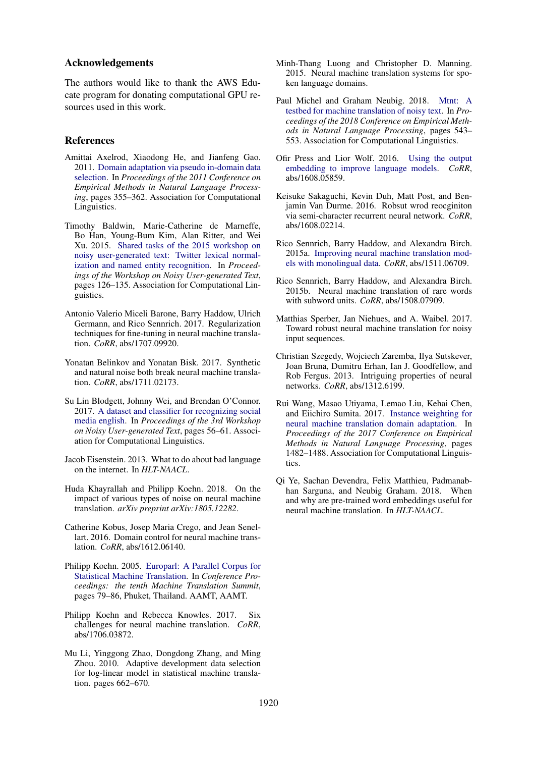## Acknowledgements

The authors would like to thank the AWS Educate program for donating computational GPU resources used in this work.

## References

Amittai Axelrod, Xiaodong He, and Jianfeng Gao. 2011. Domain adaptation via pseudo in-domain data selection. In *Proceedings of the 2011 Conference on Empirical Methods in Natural Language Processing*, pages 355–362. Association for Computational Linguistics.

Timothy Baldwin, Marie-Catherine de Marneffe, Bo Han, Young-Bum Kim, Alan Ritter, and Wei Xu. 2015. Shared tasks of the 2015 workshop on noisy user-generated text: Twitter lexical normalization and named entity recognition. In *Proceedings of the Workshop on Noisy User-generated Text*, pages 126–135. Association for Computational Linguistics.

Antonio Valerio Miceli Barone, Barry Haddow, Ulrich Germann, and Rico Sennrich. 2017. Regularization techniques for fine-tuning in neural machine translation. *CoRR*, abs/1707.09920.

Yonatan Belinkov and Yonatan Bisk. 2017. Synthetic and natural noise both break neural machine translation. *CoRR*, abs/1711.02173.

Su Lin Blodgett, Johnny Wei, and Brendan O'Connor. 2017. A dataset and classifier for recognizing social media english. In *Proceedings of the 3rd Workshop on Noisy User-generated Text*, pages 56–61. Association for Computational Linguistics.

Jacob Eisenstein. 2013. What to do about bad language on the internet. In *HLT-NAACL*.

Huda Khayrallah and Philipp Koehn. 2018. On the impact of various types of noise on neural machine translation. *arXiv preprint arXiv:1805.12282*.

Catherine Kobus, Josep Maria Crego, and Jean Senellart. 2016. Domain control for neural machine translation. *CoRR*, abs/1612.06140.

Philipp Koehn. 2005. Europarl: A Parallel Corpus for Statistical Machine Translation. In *Conference Proceedings: the tenth Machine Translation Summit*, pages 79–86, Phuket, Thailand. AAMT, AAMT.

Philipp Koehn and Rebecca Knowles. 2017. Six challenges for neural machine translation. *CoRR*, abs/1706.03872.

Mu Li, Yinggong Zhao, Dongdong Zhang, and Ming Zhou. 2010. Adaptive development data selection for log-linear model in statistical machine translation. pages 662–670.

Minh-Thang Luong and Christopher D. Manning. 2015. Neural machine translation systems for spoken language domains.

Paul Michel and Graham Neubig. 2018. Mtnt: A testbed for machine translation of noisy text. In *Proceedings of the 2018 Conference on Empirical Methods in Natural Language Processing*, pages 543–553. Association for Computational Linguistics.

Ofir Press and Lior Wolf. 2016. Using the output embedding to improve language models. *CoRR*, abs/1608.05859.

Keisuke Sakaguchi, Kevin Duh, Matt Post, and Benjamin Van Durme. 2016. Robsut wrod reocginiton via semi-character recurrent neural network. *CoRR*, abs/1608.02214.

Rico Sennrich, Barry Haddow, and Alexandra Birch. 2015a. Improving neural machine translation models with monolingual data. *CoRR*, abs/1511.06709.

Rico Sennrich, Barry Haddow, and Alexandra Birch. 2015b. Neural machine translation of rare words with subword units. *CoRR*, abs/1508.07909.

Matthias Sperber, Jan Niehues, and A. Waibel. 2017. Toward robust neural machine translation for noisy input sequences.

Christian Szegedy, Wojciech Zaremba, Ilya Sutskever, Joan Bruna, Dumitru Erhan, Ian J. Goodfellow, and Rob Fergus. 2013. Intriguing properties of neural networks. *CoRR*, abs/1312.6199.

Rui Wang, Masao Utiyama, Lemao Liu, Kehai Chen, and Eiichiro Sumita. 2017. Instance weighting for neural machine translation domain adaptation. In *Proceedings of the 2017 Conference on Empirical Methods in Natural Language Processing*, pages 1482–1488. Association for Computational Linguistics.

Qi Ye, Sachan Devendra, Felix Matthieu, Padmanabhan Sarguna, and Neubig Graham. 2018. When and why are pre-trained word embeddings useful for neural machine translation. In *HLT-NAACL*.